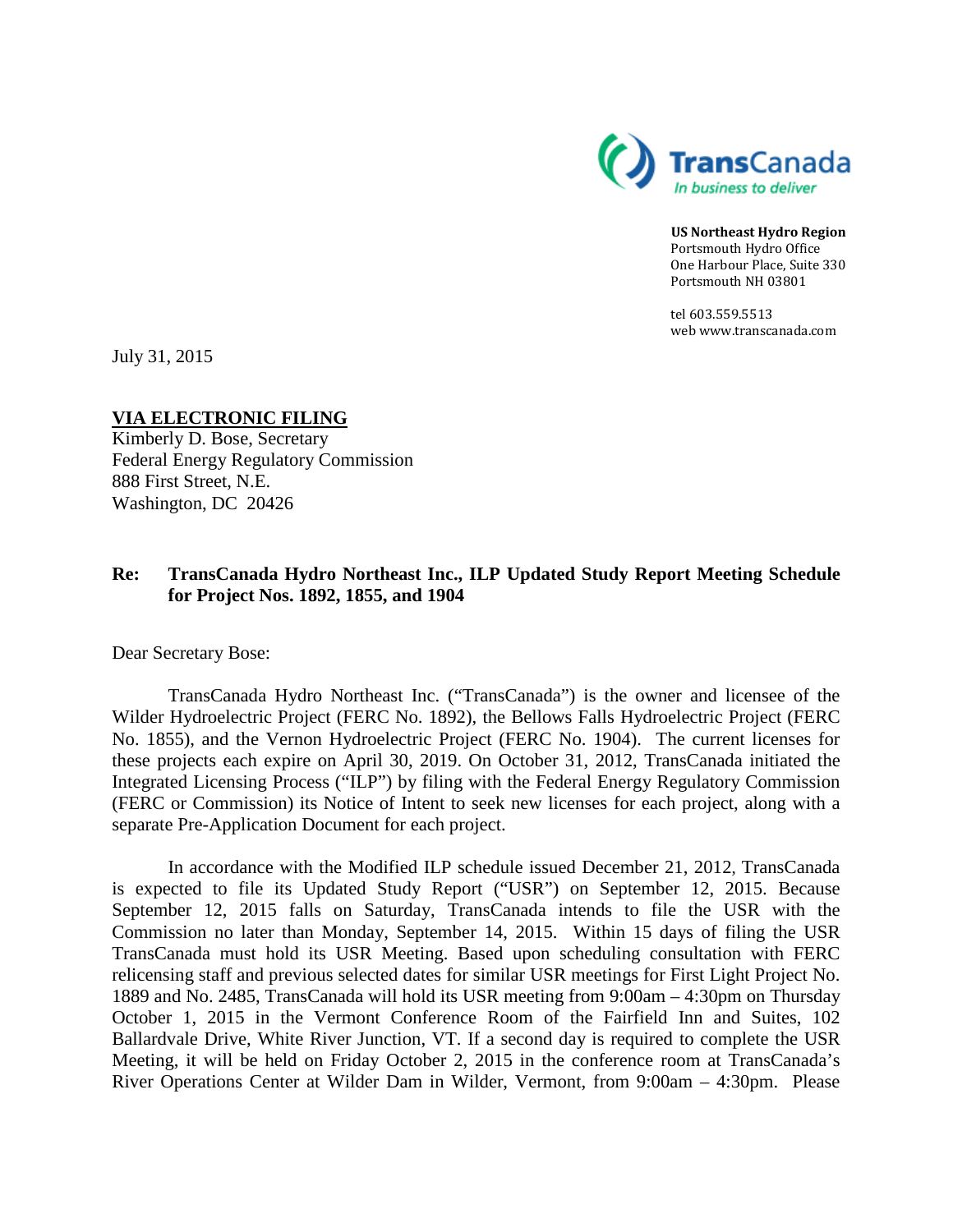TransCanada
*In business to deliver*

**US Northeast Hydro Region**
Portsmouth Hydro Office
One Harbour Place, Suite 330
Portsmouth NH 03801

tel 603.559.5513
web www.transcanada.com

July 31, 2015

**VIA ELECTRONIC FILING**
Kimberly D. Bose, Secretary
Federal Energy Regulatory Commission
888 First Street, N.E.
Washington, DC 20426

**Re: TransCanada Hydro Northeast Inc., ILP Updated Study Report Meeting Schedule for Project Nos. 1892, 1855, and 1904**

Dear Secretary Bose:

TransCanada Hydro Northeast Inc. ("TransCanada") is the owner and licensee of the Wilder Hydroelectric Project (FERC No. 1892), the Bellows Falls Hydroelectric Project (FERC No. 1855), and the Vernon Hydroelectric Project (FERC No. 1904). The current licenses for these projects each expire on April 30, 2019. On October 31, 2012, TransCanada initiated the Integrated Licensing Process ("ILP") by filing with the Federal Energy Regulatory Commission (FERC or Commission) its Notice of Intent to seek new licenses for each project, along with a separate Pre-Application Document for each project.

In accordance with the Modified ILP schedule issued December 21, 2012, TransCanada is expected to file its Updated Study Report ("USR") on September 12, 2015. Because September 12, 2015 falls on Saturday, TransCanada intends to file the USR with the Commission no later than Monday, September 14, 2015. Within 15 days of filing the USR TransCanada must hold its USR Meeting. Based upon scheduling consultation with FERC relicensing staff and previous selected dates for similar USR meetings for First Light Project No. 1889 and No. 2485, TransCanada will hold its USR meeting from 9:00am – 4:30pm on Thursday October 1, 2015 in the Vermont Conference Room of the Fairfield Inn and Suites, 102 Ballardvale Drive, White River Junction, VT. If a second day is required to complete the USR Meeting, it will be held on Friday October 2, 2015 in the conference room at TransCanada's River Operations Center at Wilder Dam in Wilder, Vermont, from 9:00am – 4:30pm. Please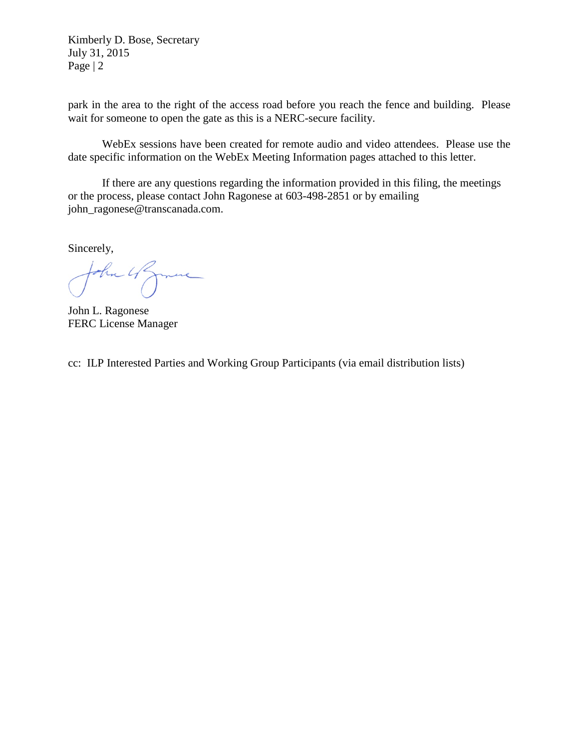park in the area to the right of the access road before you reach the fence and building. Please wait for someone to open the gate as this is a NERC-secure facility.

WebEx sessions have been created for remote audio and video attendees. Please use the date specific information on the WebEx Meeting Information pages attached to this letter.

If there are any questions regarding the information provided in this filing, the meetings or the process, please contact John Ragonese at 603-498-2851 or by emailing john_ragonese@transcanada.com.

Sincerely,

John L. Ragonese
FERC License Manager

cc: ILP Interested Parties and Working Group Participants (via email distribution lists)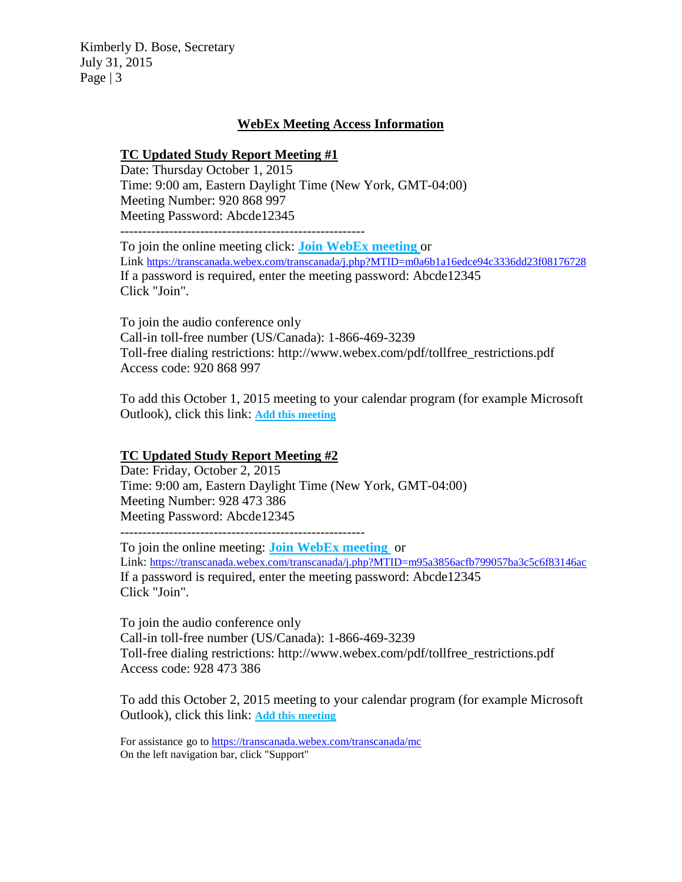## WebEx Meeting Access Information

### TC Updated Study Report Meeting #1

Date: Thursday October 1, 2015
Time: 9:00 am, Eastern Daylight Time (New York, GMT-04:00)
Meeting Number: 920 868 997
Meeting Password: Abcde12345

-------------------------------------------------------

To join the online meeting click: **Join WebEx meeting** or
Link https://transcanada.webex.com/transcanada/j.php?MTID=m0a6b1a16edce94c3336dd23f08176728
If a password is required, enter the meeting password: Abcde12345
Click "Join".

To join the audio conference only
Call-in toll-free number (US/Canada): 1-866-469-3239
Toll-free dialing restrictions: http://www.webex.com/pdf/tollfree_restrictions.pdf
Access code: 920 868 997

To add this October 1, 2015 meeting to your calendar program (for example Microsoft Outlook), click this link: **Add this meeting**

### TC Updated Study Report Meeting #2

Date: Friday, October 2, 2015
Time: 9:00 am, Eastern Daylight Time (New York, GMT-04:00)
Meeting Number: 928 473 386
Meeting Password: Abcde12345

-------------------------------------------------------

To join the online meeting: **Join WebEx meeting** or
Link: https://transcanada.webex.com/transcanada/j.php?MTID=m95a3856acfb799057ba3c5c6f83146ac
If a password is required, enter the meeting password: Abcde12345
Click "Join".

To join the audio conference only
Call-in toll-free number (US/Canada): 1-866-469-3239
Toll-free dialing restrictions: http://www.webex.com/pdf/tollfree_restrictions.pdf
Access code: 928 473 386

To add this October 2, 2015 meeting to your calendar program (for example Microsoft Outlook), click this link: **Add this meeting**

For assistance go to https://transcanada.webex.com/transcanada/mc
On the left navigation bar, click "Support"